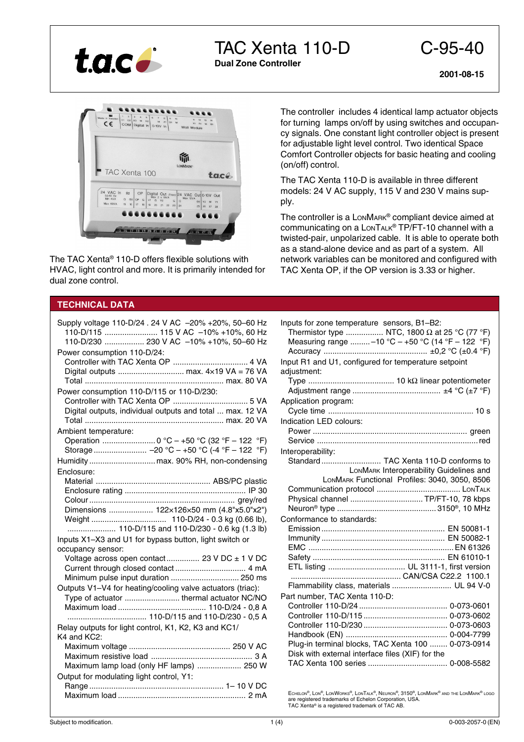# TAC Xenta 110-D

**Dual Zone Controller**

C-95-40

**2001-08-15**

The TAC Xenta® 110-D offers flexible solutions with HVAC, light control and more. It is primarily intended for dual zone control.

The controller includes 4 identical lamp actuator objects for turning lamps on/off by using switches and occupancy signals. One constant light controller object is present for adjustable light level control. Two identical Space Comfort Controller objects for basic heating and cooling (on/off) control.

The TAC Xenta 110-D is available in three different models: 24 V AC supply, 115 V and 230 V mains supply.

The controller is a LonMark® compliant device aimed at communicating on a LonTalk® TP/FT-10 channel with a twisted-pair, unpolarized cable. It is able to operate both as a stand-alone device and as part of a system. All network variables can be monitored and configured with TAC Xenta OP, if the OP version is 3.33 or higher.

## TECHNICAL DATA

Supply voltage 110-D/24 . 24 V AC –20% +20%, 50–60 Hz
- 110-D/115 ........................ 115 V AC –10% +10%, 60 Hz
- 110-D/230 .................. 230 V AC –10% +10%, 50–60 Hz

Power consumption 110-D/24:
- Controller with TAC Xenta OP .................................. 4 VA
- Digital outputs .............................. max. 4×19 VA = 76 VA
- Total .............................................................. max. 80 VA

Power consumption 110-D/115 or 110-D/230:
- Controller with TAC Xenta OP .................................. 5 VA
- Digital outputs, individual outputs and total ... max. 12 VA
- Total .............................................................. max. 20 VA

Ambient temperature:
- Operation ........................ 0 °C – +50 °C (32 °F – 122 °F)
- Storage ........................ –20 °C – +50 °C (-4 °F – 122 °F)

Humidity .............................. max. 90% RH, non-condensing

Enclosure:
- Material .................................................... ABS/PC plastic
- Enclosure rating ...................................................... IP 30
- Colour ................................................................. grey/red
- Dimensions .................... 122×126×50 mm (4.8"x5.0"x2")
- Weight .................................. 110-D/24 - 0.3 kg (0.66 lb), ...................... 110-D/115 and 110-D/230 - 0.6 kg (1.3 lb)

Inputs X1–X3 and U1 for bypass button, light switch or occupancy sensor:
- Voltage across open contact ............... 23 V DC ± 1 V DC
- Current through closed contact ................................ 4 mA
- Minimum pulse input duration ............................... 250 ms

Outputs V1–V4 for heating/cooling valve actuators (triac):
- Type of actuator ......................... thermal actuator NC/NO
- Maximum load ........................................ 110-D/24 - 0,8 A ................................... 110-D/115 and 110-D/230 - 0,5 A

Relay outputs for light control, K1, K2, K3 and KC1/ K4 and KC2:
- Maximum voltage .............................................. 250 V AC
- Maximum resistive load .............................................. 3 A
- Maximum lamp load (only HF lamps) .................... 250 W

Output for modulating light control, Y1:
- Range ............................................................ 1– 10 V DC
- Maximum load .......................................................... 2 mA

Inputs for zone temperature sensors, B1–B2:
- Thermistor type ................. NTC, 1800 Ω at 25 °C (77 °F)
- Measuring range ......... –10 °C – +50 °C (14 °F – 122 °F)
- Accuracy ............................................... ±0,2 °C (±0.4 °F)

Input R1 and U1, configured for temperature setpoint adjustment:
- Type ....................................... 10 kΩ linear potentiometer
- Adjustment range ........................................ ±4 °C (±7 °F)

Application program:
- Cycle time ................................................................. 10 s

Indication LED colours:
- Power ..................................................................... green
- Service ........................................................................ red

Interoperability:
- Standard ........................... TAC Xenta 110-D conforms to LonMark Interoperability Guidelines and LonMark Functional Profiles: 3040, 3050, 8506
- Communication protocol ...................................... LonTalk
- Physical channel ................................ TP/FT-10, 78 kbps
- Neuron® type ............................................. 3150®, 10 MHz

Conformance to standards:
- Emission ....................................................... EN 50081-1
- Immunity ....................................................... EN 50082-1
- EMC ................................................................. EN 61326
- Safety ........................................................... EN 61010-1
- ETL listing ................................... UL 3111-1, first version .................................................. CAN/CSA C22.2 1100.1
- Flammability class, materials ........................... UL 94 V-0

Part number, TAC Xenta 110-D:
- Controller 110-D/24 ........................................ 0-073-0601
- Controller 110-D/115 ...................................... 0-073-0602
- Controller 110-D/230 ...................................... 0-073-0603
- Handbook (EN) .............................................. 0-004-7799
- Plug-in terminal blocks, TAC Xenta 100 ........ 0-073-0914
- Disk with external interface files (XIF) for the TAC Xenta 100 series .................................... 0-008-5582

Echelon®, Lon®, LonWorks®, LonTalk®, Neuron®, 3150®, LonMark® and the LonMark® logo are registered trademarks of Echelon Corporation, USA.
TAC Xenta® is a registered trademark of TAC AB.

Subject to modification.

0-003-2057-0 (EN)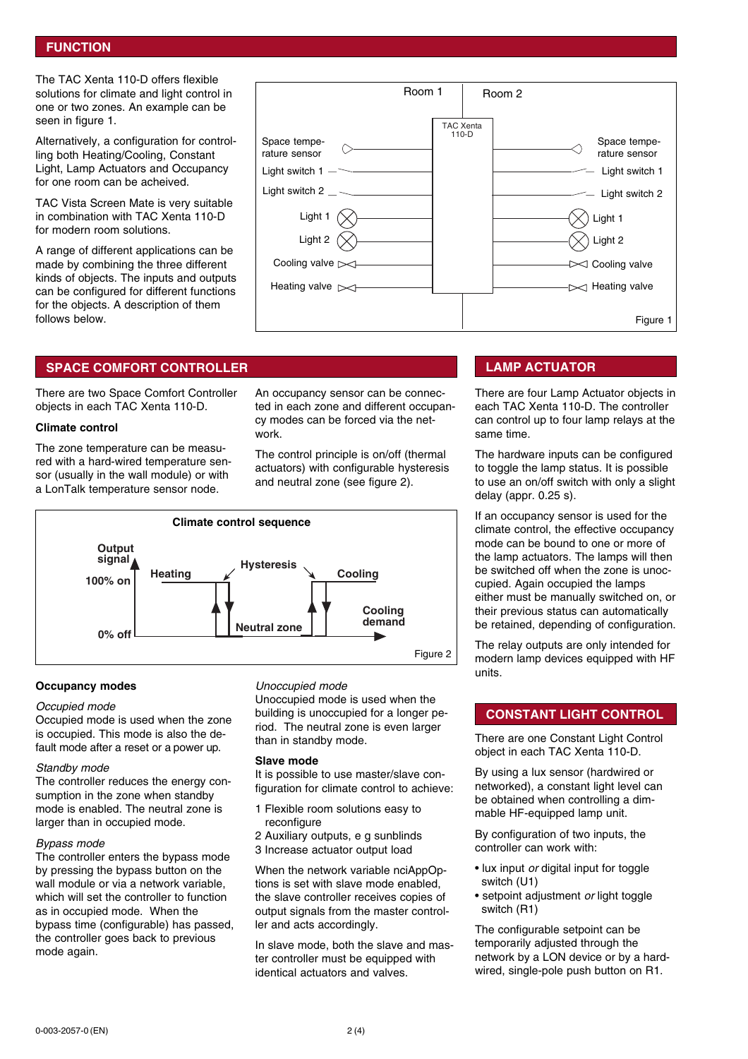## FUNCTION

The TAC Xenta 110-D offers flexible solutions for climate and light control in one or two zones. An example can be seen in figure 1.

Alternatively, a configuration for controlling both Heating/Cooling, Constant Light, Lamp Actuators and Occupancy for one room can be acheived.

TAC Vista Screen Mate is very suitable in combination with TAC Xenta 110-D for modern room solutions.

A range of different applications can be made by combining the three different kinds of objects. The inputs and outputs can be configured for different functions for the objects. A description of them follows below.

Figure 1

## SPACE COMFORT CONTROLLER

There are two Space Comfort Controller objects in each TAC Xenta 110-D.

**Climate control**

The zone temperature can be measured with a hard-wired temperature sensor (usually in the wall module) or with a LonTalk temperature sensor node.

An occupancy sensor can be connected in each zone and different occupancy modes can be forced via the network.

The control principle is on/off (thermal actuators) with configurable hysteresis and neutral zone (see figure 2).

Figure 2

### Occupancy modes

*Occupied mode*
Occupied mode is used when the zone is occupied. This mode is also the default mode after a reset or a power up.

*Standby mode*
The controller reduces the energy consumption in the zone when standby mode is enabled. The neutral zone is larger than in occupied mode.

*Bypass mode*
The controller enters the bypass mode by pressing the bypass button on the wall module or via a network variable, which will set the controller to function as in occupied mode. When the bypass time (configurable) has passed, the controller goes back to previous mode again.

*Unoccupied mode*
Unoccupied mode is used when the building is unoccupied for a longer period. The neutral zone is even larger than in standby mode.

### Slave mode

It is possible to use master/slave configuration for climate control to achieve:

1 Flexible room solutions easy to reconfigure
2 Auxiliary outputs, e g sunblinds
3 Increase actuator output load

When the network variable nciAppOptions is set with slave mode enabled, the slave controller receives copies of output signals from the master controller and acts accordingly.

In slave mode, both the slave and master controller must be equipped with identical actuators and valves.

## LAMP ACTUATOR

There are four Lamp Actuator objects in each TAC Xenta 110-D. The controller can control up to four lamp relays at the same time.

The hardware inputs can be configured to toggle the lamp status. It is possible to use an on/off switch with only a slight delay (appr. 0.25 s).

If an occupancy sensor is used for the climate control, the effective occupancy mode can be bound to one or more of the lamp actuators. The lamps will then be switched off when the zone is unoccupied. Again occupied the lamps either must be manually switched on, or their previous status can automatically be retained, depending of configuration.

The relay outputs are only intended for modern lamp devices equipped with HF units.

## CONSTANT LIGHT CONTROL

There are one Constant Light Control object in each TAC Xenta 110-D.

By using a lux sensor (hardwired or networked), a constant light level can be obtained when controlling a dimmable HF-equipped lamp unit.

By configuration of two inputs, the controller can work with:

- lux input *or* digital input for toggle switch (U1)
- setpoint adjustment *or* light toggle switch (R1)

The configurable setpoint can be temporarily adjusted through the network by a LON device or by a hardwired, single-pole push button on R1.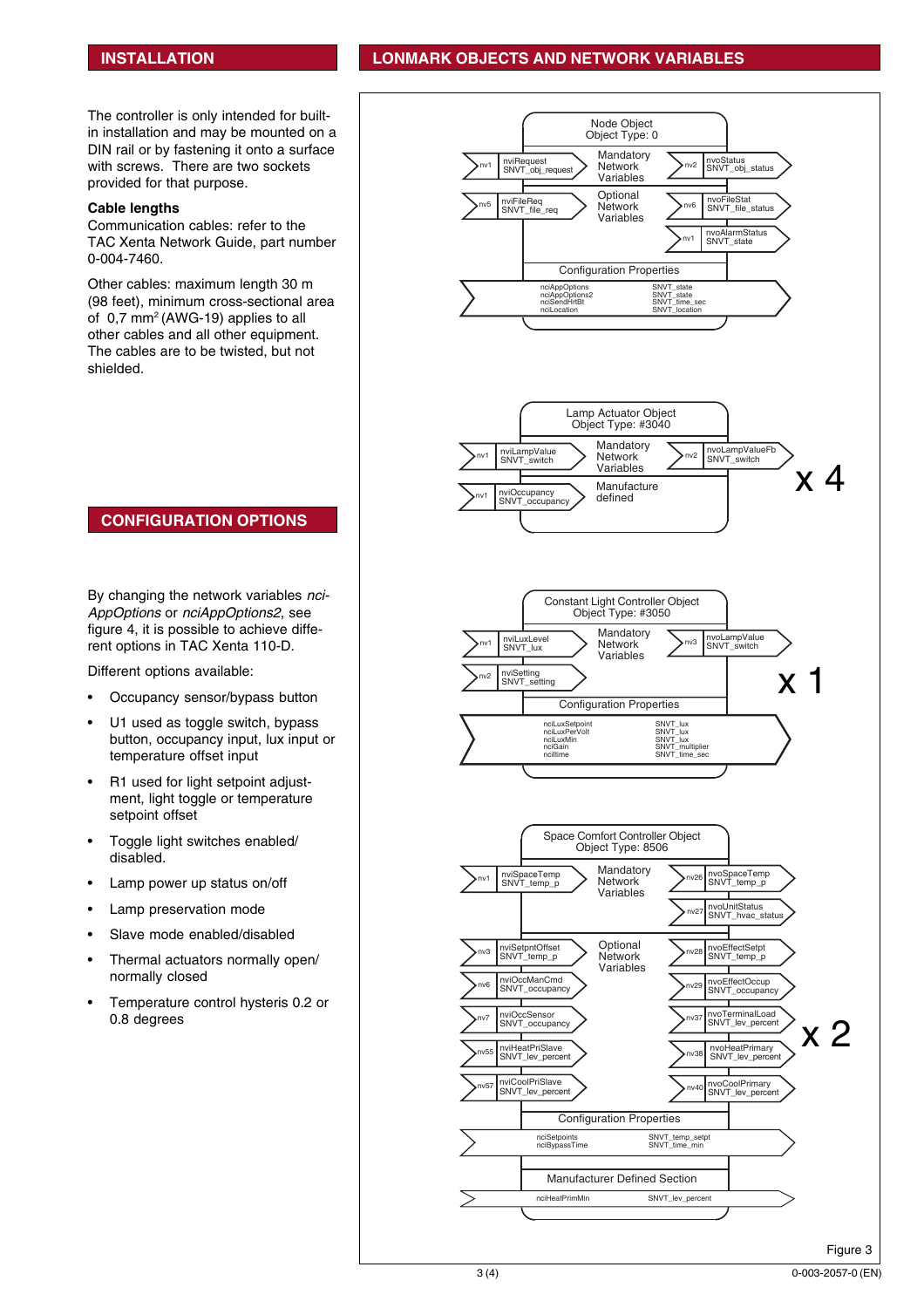## INSTALLATION

The controller is only intended for built-in installation and may be mounted on a DIN rail or by fastening it onto a surface with screws. There are two sockets provided for that purpose.

**Cable lengths**

Communication cables: refer to the TAC Xenta Network Guide, part number 0-004-7460.

Other cables: maximum length 30 m (98 feet), minimum cross-sectional area of 0,7 mm$^2$ (AWG-19) applies to all other cables and all other equipment. The cables are to be twisted, but not shielded.

## CONFIGURATION OPTIONS

By changing the network variables *nciAppOptions* or *nciAppOptions2*, see figure 4, it is possible to achieve different options in TAC Xenta 110-D.

Different options available:

- Occupancy sensor/bypass button
- U1 used as toggle switch, bypass button, occupancy input, lux input or temperature offset input
- R1 used for light setpoint adjustment, light toggle or temperature setpoint offset
- Toggle light switches enabled/disabled.
- Lamp power up status on/off
- Lamp preservation mode
- Slave mode enabled/disabled
- Thermal actuators normally open/normally closed
- Temperature control hysteris 0.2 or 0.8 degrees

## LONMARK OBJECTS AND NETWORK VARIABLES

**Node Object, Object Type: 0**

Mandatory Network Variables:
- nv1 nviRequest SNVT_obj_request
- nv2 nvoStatus SNVT_obj_status

Optional Network Variables:
- nv5 nviFileReq SNVT_file_req
- nv6 nvoFileStat SNVT_file_status
- nv1 nvoAlarmStatus SNVT_state

Configuration Properties:

| Property | Type |
|---|---|
| nciAppOptions | SNVT_state |
| nciAppOptions2 | SNVT_state |
| nciSendHrtBt | SNVT_time_sec |
| nciLocation | SNVT_location |

**Lamp Actuator Object, Object Type: #3040** (x 4)

Mandatory Network Variables:
- nv1 nviLampValue SNVT_switch
- nv2 nvoLampValueFb SNVT_switch

Manufacture defined:
- nv1 nviOccupancy SNVT_occupancy

**Constant Light Controller Object, Object Type: #3050** (x 1)

Mandatory Network Variables:
- nv1 nviLuxLevel SNVT_lux
- nv3 nvoLampValue SNVT_switch
- nv2 nviSetting SNVT_setting

Configuration Properties:

| Property | Type |
|---|---|
| nciLuxSetpoint | SNVT_lux |
| nciLuxPerVolt | SNVT_lux |
| nciLuxMin | SNVT_lux |
| nciGain | SNVT_multiplier |
| nciItime | SNVT_time_sec |

**Space Comfort Controller Object, Object Type: 8506** (x 2)

Mandatory Network Variables:
- nv1 nviSpaceTemp SNVT_temp_p
- nv26 nvoSpaceTemp SNVT_temp_p
- nv27 nvoUnitStatus SNVT_hvac_status

Optional Network Variables:
- nv3 nviSetpntOffset SNVT_temp_p
- nv6 nviOccManCmd SNVT_occupancy
- nv7 nviOccSensor SNVT_occupancy
- nv55 nviHeatPriSlave SNVT_lev_percent
- nv57 nviCoolPriSlave SNVT_lev_percent
- nv28 nvoEffectSetpt SNVT_temp_p
- nv29 nvoEffectOccup SNVT_occupancy
- nv37 nvoTerminalLoad SNVT_lev_percent
- nv38 nvoHeatPrimary SNVT_lev_percent
- nv40 nvoCoolPrimary SNVT_lev_percent

Configuration Properties:

| Property | Type |
|---|---|
| nciSetpoints | SNVT_temp_setpt |
| nciBypassTime | SNVT_time_min |

Manufacturer Defined Section:

| Property | Type |
|---|---|
| nciHeatPrimMin | SNVT_lev_percent |

Figure 3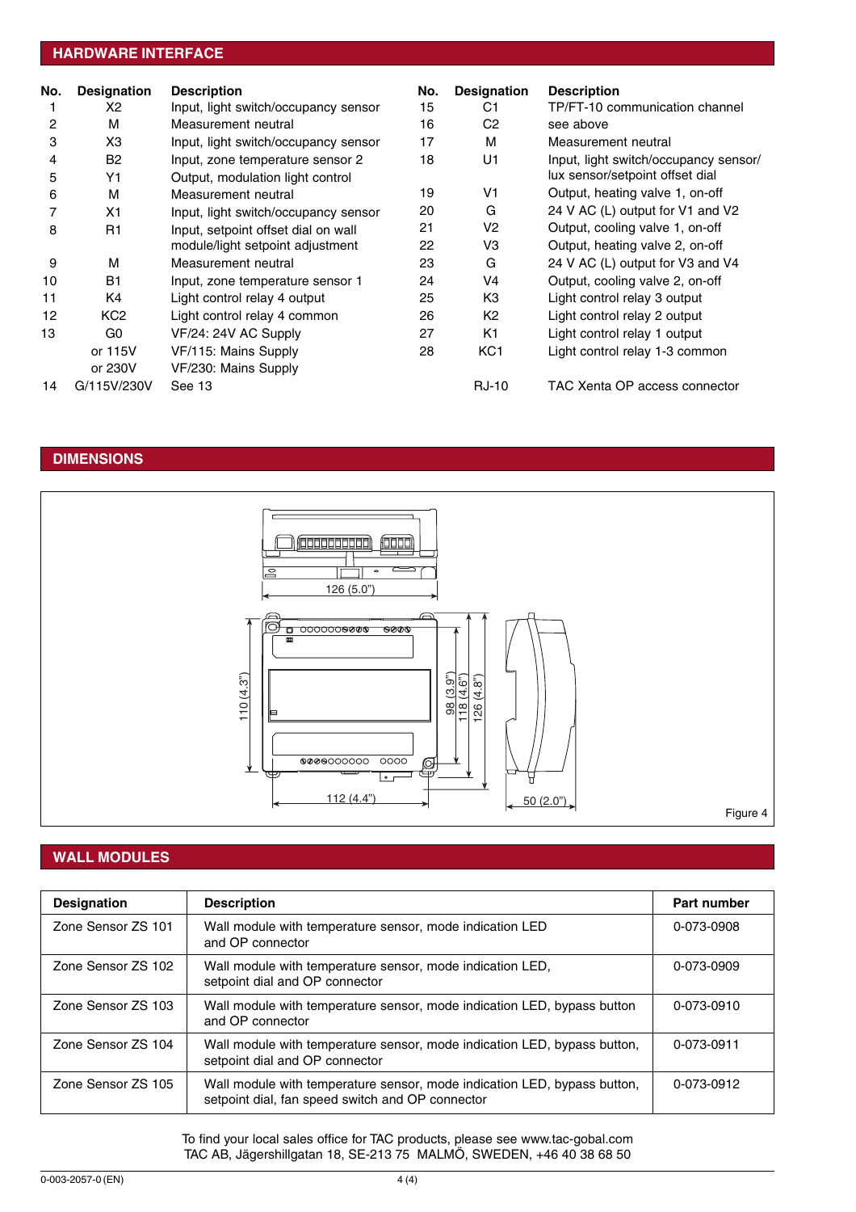## HARDWARE INTERFACE

| No. | Designation | Description | No. | Designation | Description |
|---|---|---|---|---|---|
| 1 | X2 | Input, light switch/occupancy sensor | 15 | C1 | TP/FT-10 communication channel |
| 2 | M | Measurement neutral | 16 | C2 | see above |
| 3 | X3 | Input, light switch/occupancy sensor | 17 | M | Measurement neutral |
| 4 | B2 | Input, zone temperature sensor 2 | 18 | U1 | Input, light switch/occupancy sensor/ lux sensor/setpoint offset dial |
| 5 | Y1 | Output, modulation light control | | | |
| 6 | M | Measurement neutral | 19 | V1 | Output, heating valve 1, on-off |
| 7 | X1 | Input, light switch/occupancy sensor | 20 | G | 24 V AC (L) output for V1 and V2 |
| 8 | R1 | Input, setpoint offset dial on wall module/light setpoint adjustment | 21 | V2 | Output, cooling valve 1, on-off |
| | | | 22 | V3 | Output, heating valve 2, on-off |
| 9 | M | Measurement neutral | 23 | G | 24 V AC (L) output for V3 and V4 |
| 10 | B1 | Input, zone temperature sensor 1 | 24 | V4 | Output, cooling valve 2, on-off |
| 11 | K4 | Light control relay 4 output | 25 | K3 | Light control relay 3 output |
| 12 | KC2 | Light control relay 4 common | 26 | K2 | Light control relay 2 output |
| 13 | G0 | VF/24: 24V AC Supply | 27 | K1 | Light control relay 1 output |
| | or 115V | VF/115: Mains Supply | 28 | KC1 | Light control relay 1-3 common |
| | or 230V | VF/230: Mains Supply | | | |
| 14 | G/115V/230V | See 13 | | RJ-10 | TAC Xenta OP access connector |

## DIMENSIONS

126 (5.0")

110 (4.3")

98 (3.9")

118 (4.6")

126 (4.8")

112 (4.4")

50 (2.0")

Figure 4

## WALL MODULES

| Designation | Description | Part number |
|---|---|---|
| Zone Sensor ZS 101 | Wall module with temperature sensor, mode indication LED and OP connector | 0-073-0908 |
| Zone Sensor ZS 102 | Wall module with temperature sensor, mode indication LED, setpoint dial and OP connector | 0-073-0909 |
| Zone Sensor ZS 103 | Wall module with temperature sensor, mode indication LED, bypass button and OP connector | 0-073-0910 |
| Zone Sensor ZS 104 | Wall module with temperature sensor, mode indication LED, bypass button, setpoint dial and OP connector | 0-073-0911 |
| Zone Sensor ZS 105 | Wall module with temperature sensor, mode indication LED, bypass button, setpoint dial, fan speed switch and OP connector | 0-073-0912 |

To find your local sales office for TAC products, please see www.tac-gobal.com
TAC AB, Jägershillgatan 18, SE-213 75 MALMÖ, SWEDEN, +46 40 38 68 50

0-003-2057-0 (EN)